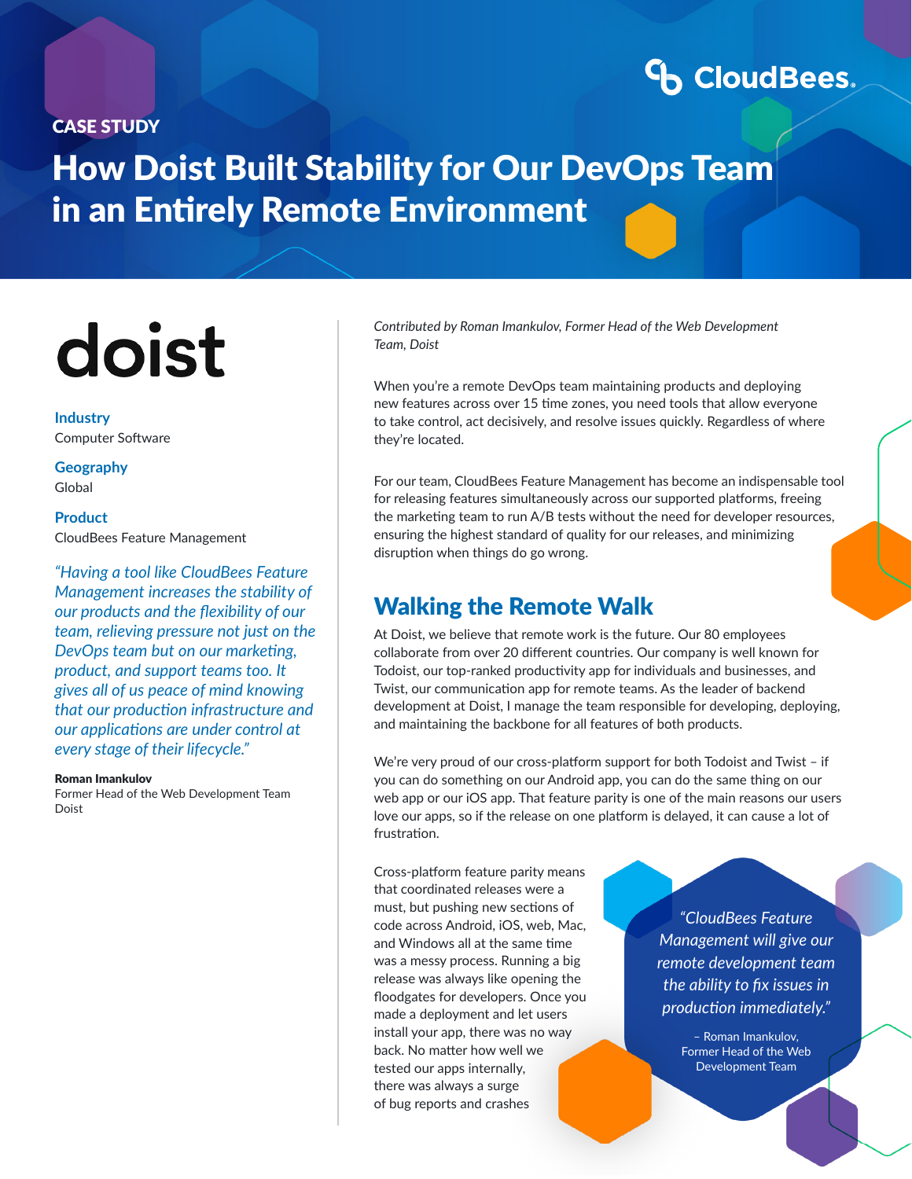CloudBees.

CASE STUDY

# How Doist Built Stability for Our DevOps Team in an Entirely Remote Environment

doist

**Industry**
Computer Software

**Geography**
Global

**Product**
CloudBees Feature Management

*"Having a tool like CloudBees Feature Management increases the stability of our products and the flexibility of our team, relieving pressure not just on the DevOps team but on our marketing, product, and support teams too. It gives all of us peace of mind knowing that our production infrastructure and our applications are under control at every stage of their lifecycle."*

**Roman Imankulov**
Former Head of the Web Development Team
Doist

*Contributed by Roman Imankulov, Former Head of the Web Development Team, Doist*

When you're a remote DevOps team maintaining products and deploying new features across over 15 time zones, you need tools that allow everyone to take control, act decisively, and resolve issues quickly. Regardless of where they're located.

For our team, CloudBees Feature Management has become an indispensable tool for releasing features simultaneously across our supported platforms, freeing the marketing team to run A/B tests without the need for developer resources, ensuring the highest standard of quality for our releases, and minimizing disruption when things do go wrong.

## Walking the Remote Walk

At Doist, we believe that remote work is the future. Our 80 employees collaborate from over 20 different countries. Our company is well known for Todoist, our top-ranked productivity app for individuals and businesses, and Twist, our communication app for remote teams. As the leader of backend development at Doist, I manage the team responsible for developing, deploying, and maintaining the backbone for all features of both products.

We're very proud of our cross-platform support for both Todoist and Twist – if you can do something on our Android app, you can do the same thing on our web app or our iOS app. That feature parity is one of the main reasons our users love our apps, so if the release on one platform is delayed, it can cause a lot of frustration.

Cross-platform feature parity means that coordinated releases were a must, but pushing new sections of code across Android, iOS, web, Mac, and Windows all at the same time was a messy process. Running a big release was always like opening the floodgates for developers. Once you made a deployment and let users install your app, there was no way back. No matter how well we tested our apps internally, there was always a surge of bug reports and crashes

*"CloudBees Feature Management will give our remote development team the ability to fix issues in production immediately."*

– Roman Imankulov, Former Head of the Web Development Team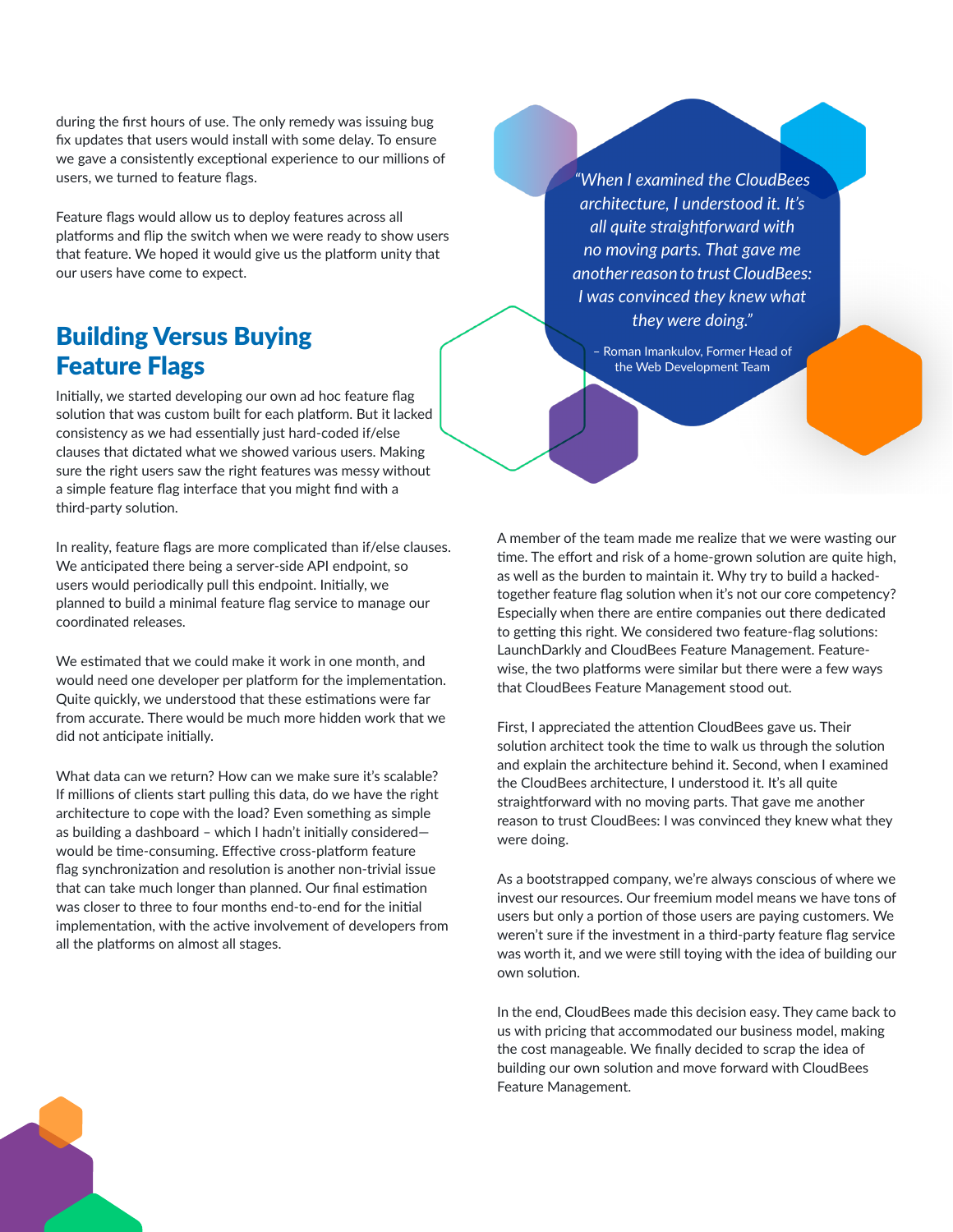during the first hours of use. The only remedy was issuing bug fix updates that users would install with some delay. To ensure we gave a consistently exceptional experience to our millions of users, we turned to feature flags.

Feature flags would allow us to deploy features across all platforms and flip the switch when we were ready to show users that feature. We hoped it would give us the platform unity that our users have come to expect.

## Building Versus Buying Feature Flags

Initially, we started developing our own ad hoc feature flag solution that was custom built for each platform. But it lacked consistency as we had essentially just hard-coded if/else clauses that dictated what we showed various users. Making sure the right users saw the right features was messy without a simple feature flag interface that you might find with a third-party solution.

In reality, feature flags are more complicated than if/else clauses. We anticipated there being a server-side API endpoint, so users would periodically pull this endpoint. Initially, we planned to build a minimal feature flag service to manage our coordinated releases.

We estimated that we could make it work in one month, and would need one developer per platform for the implementation. Quite quickly, we understood that these estimations were far from accurate. There would be much more hidden work that we did not anticipate initially.

What data can we return? How can we make sure it's scalable? If millions of clients start pulling this data, do we have the right architecture to cope with the load? Even something as simple as building a dashboard – which I hadn't initially considered—would be time-consuming. Effective cross-platform feature flag synchronization and resolution is another non-trivial issue that can take much longer than planned. Our final estimation was closer to three to four months end-to-end for the initial implementation, with the active involvement of developers from all the platforms on almost all stages.

> *"When I examined the CloudBees architecture, I understood it. It's all quite straightforward with no moving parts. That gave me another reason to trust CloudBees: I was convinced they knew what they were doing."*
>
> – Roman Imankulov, Former Head of the Web Development Team

A member of the team made me realize that we were wasting our time. The effort and risk of a home-grown solution are quite high, as well as the burden to maintain it. Why try to build a hacked-together feature flag solution when it's not our core competency? Especially when there are entire companies out there dedicated to getting this right. We considered two feature-flag solutions: LaunchDarkly and CloudBees Feature Management. Feature-wise, the two platforms were similar but there were a few ways that CloudBees Feature Management stood out.

First, I appreciated the attention CloudBees gave us. Their solution architect took the time to walk us through the solution and explain the architecture behind it. Second, when I examined the CloudBees architecture, I understood it. It's all quite straightforward with no moving parts. That gave me another reason to trust CloudBees: I was convinced they knew what they were doing.

As a bootstrapped company, we're always conscious of where we invest our resources. Our freemium model means we have tons of users but only a portion of those users are paying customers. We weren't sure if the investment in a third-party feature flag service was worth it, and we were still toying with the idea of building our own solution.

In the end, CloudBees made this decision easy. They came back to us with pricing that accommodated our business model, making the cost manageable. We finally decided to scrap the idea of building our own solution and move forward with CloudBees Feature Management.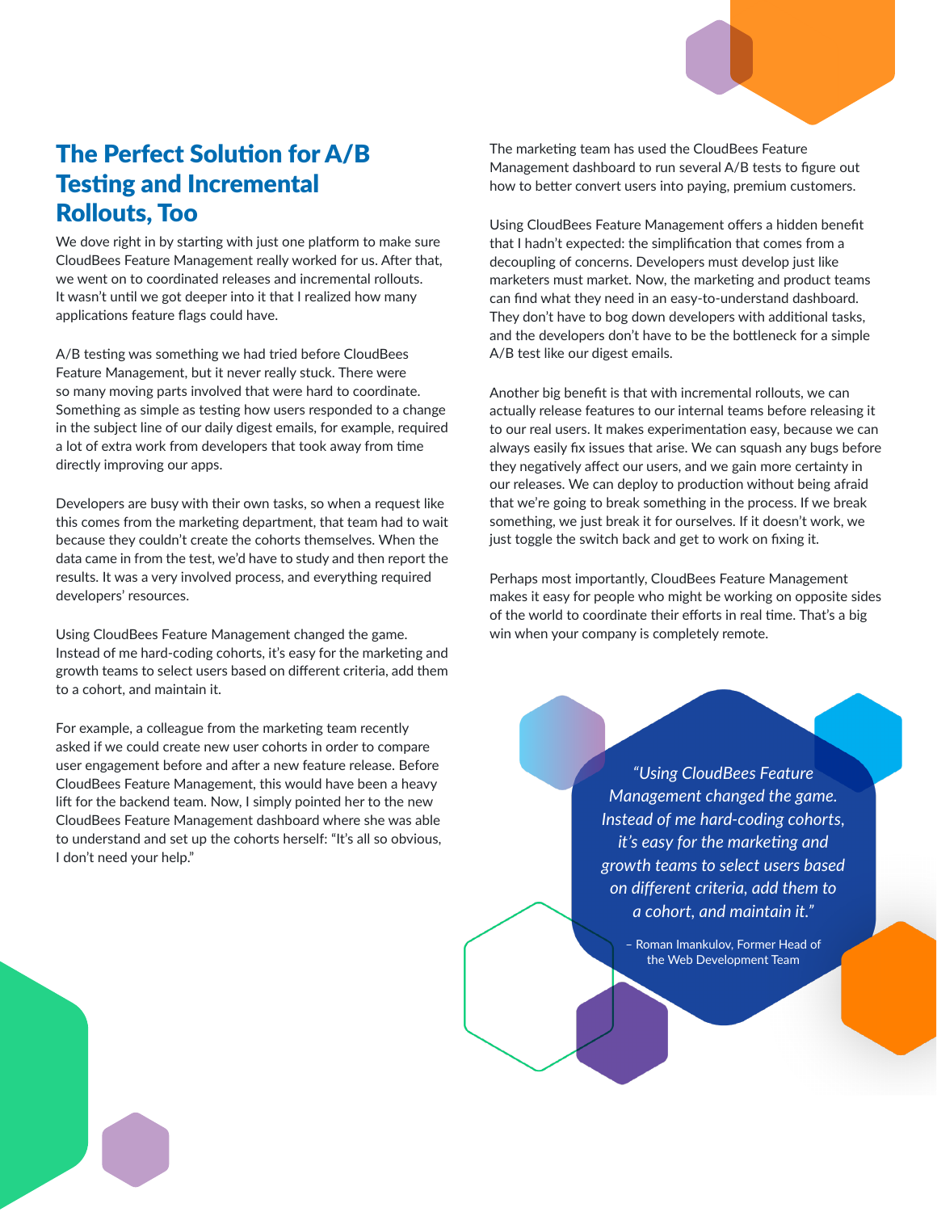## The Perfect Solution for A/B Testing and Incremental Rollouts, Too

We dove right in by starting with just one platform to make sure CloudBees Feature Management really worked for us. After that, we went on to coordinated releases and incremental rollouts. It wasn't until we got deeper into it that I realized how many applications feature flags could have.

A/B testing was something we had tried before CloudBees Feature Management, but it never really stuck. There were so many moving parts involved that were hard to coordinate. Something as simple as testing how users responded to a change in the subject line of our daily digest emails, for example, required a lot of extra work from developers that took away from time directly improving our apps.

Developers are busy with their own tasks, so when a request like this comes from the marketing department, that team had to wait because they couldn't create the cohorts themselves. When the data came in from the test, we'd have to study and then report the results. It was a very involved process, and everything required developers' resources.

Using CloudBees Feature Management changed the game. Instead of me hard-coding cohorts, it's easy for the marketing and growth teams to select users based on different criteria, add them to a cohort, and maintain it.

For example, a colleague from the marketing team recently asked if we could create new user cohorts in order to compare user engagement before and after a new feature release. Before CloudBees Feature Management, this would have been a heavy lift for the backend team. Now, I simply pointed her to the new CloudBees Feature Management dashboard where she was able to understand and set up the cohorts herself: "It's all so obvious, I don't need your help."

The marketing team has used the CloudBees Feature Management dashboard to run several A/B tests to figure out how to better convert users into paying, premium customers.

Using CloudBees Feature Management offers a hidden benefit that I hadn't expected: the simplification that comes from a decoupling of concerns. Developers must develop just like marketers must market. Now, the marketing and product teams can find what they need in an easy-to-understand dashboard. They don't have to bog down developers with additional tasks, and the developers don't have to be the bottleneck for a simple A/B test like our digest emails.

Another big benefit is that with incremental rollouts, we can actually release features to our internal teams before releasing it to our real users. It makes experimentation easy, because we can always easily fix issues that arise. We can squash any bugs before they negatively affect our users, and we gain more certainty in our releases. We can deploy to production without being afraid that we're going to break something in the process. If we break something, we just break it for ourselves. If it doesn't work, we just toggle the switch back and get to work on fixing it.

Perhaps most importantly, CloudBees Feature Management makes it easy for people who might be working on opposite sides of the world to coordinate their efforts in real time. That's a big win when your company is completely remote.

> *"Using CloudBees Feature Management changed the game. Instead of me hard-coding cohorts, it's easy for the marketing and growth teams to select users based on different criteria, add them to a cohort, and maintain it."*
>
> – Roman Imankulov, Former Head of the Web Development Team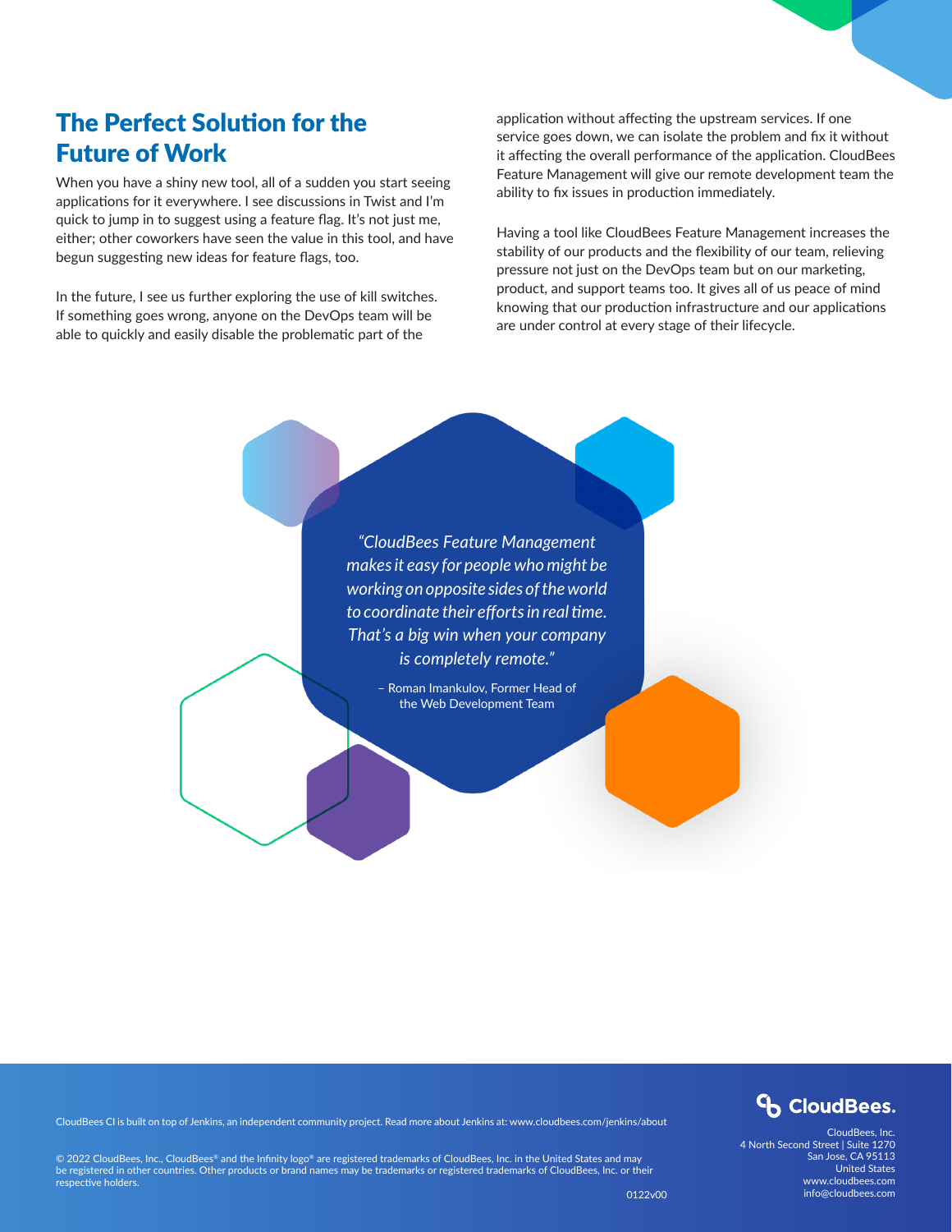## The Perfect Solution for the Future of Work

When you have a shiny new tool, all of a sudden you start seeing applications for it everywhere. I see discussions in Twist and I'm quick to jump in to suggest using a feature flag. It's not just me, either; other coworkers have seen the value in this tool, and have begun suggesting new ideas for feature flags, too.

In the future, I see us further exploring the use of kill switches. If something goes wrong, anyone on the DevOps team will be able to quickly and easily disable the problematic part of the application without affecting the upstream services. If one service goes down, we can isolate the problem and fix it without it affecting the overall performance of the application. CloudBees Feature Management will give our remote development team the ability to fix issues in production immediately.

Having a tool like CloudBees Feature Management increases the stability of our products and the flexibility of our team, relieving pressure not just on the DevOps team but on our marketing, product, and support teams too. It gives all of us peace of mind knowing that our production infrastructure and our applications are under control at every stage of their lifecycle.

*"CloudBees Feature Management makes it easy for people who might be working on opposite sides of the world to coordinate their efforts in real time. That's a big win when your company is completely remote."*

– Roman Imankulov, Former Head of the Web Development Team

CloudBees CI is built on top of Jenkins, an independent community project. Read more about Jenkins at: www.cloudbees.com/jenkins/about

© 2022 CloudBees, Inc., CloudBees® and the Infinity logo® are registered trademarks of CloudBees, Inc. in the United States and may be registered in other countries. Other products or brand names may be trademarks or registered trademarks of CloudBees, Inc. or their respective holders.

0122v00

CloudBees.

CloudBees, Inc.
4 North Second Street | Suite 1270
San Jose, CA 95113
United States
www.cloudbees.com
info@cloudbees.com